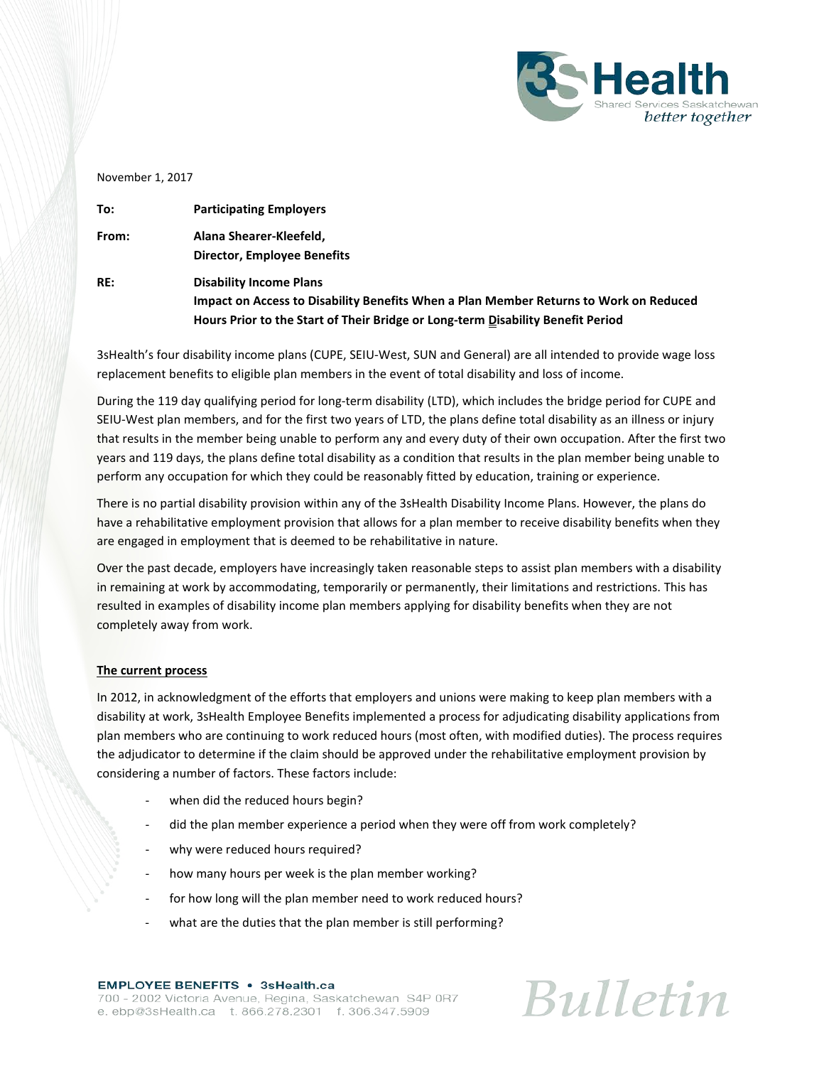November 1, 2017

**To:** **Participating Employers**

**From:** **Alana Shearer-Kleefeld,**
**Director, Employee Benefits**

**RE:** **Disability Income Plans**
**Impact on Access to Disability Benefits When a Plan Member Returns to Work on Reduced Hours Prior to the Start of Their Bridge or Long-term Disability Benefit Period**

3sHealth's four disability income plans (CUPE, SEIU-West, SUN and General) are all intended to provide wage loss replacement benefits to eligible plan members in the event of total disability and loss of income.

During the 119 day qualifying period for long-term disability (LTD), which includes the bridge period for CUPE and SEIU-West plan members, and for the first two years of LTD, the plans define total disability as an illness or injury that results in the member being unable to perform any and every duty of their own occupation. After the first two years and 119 days, the plans define total disability as a condition that results in the plan member being unable to perform any occupation for which they could be reasonably fitted by education, training or experience.

There is no partial disability provision within any of the 3sHealth Disability Income Plans. However, the plans do have a rehabilitative employment provision that allows for a plan member to receive disability benefits when they are engaged in employment that is deemed to be rehabilitative in nature.

Over the past decade, employers have increasingly taken reasonable steps to assist plan members with a disability in remaining at work by accommodating, temporarily or permanently, their limitations and restrictions. This has resulted in examples of disability income plan members applying for disability benefits when they are not completely away from work.

## The current process

In 2012, in acknowledgment of the efforts that employers and unions were making to keep plan members with a disability at work, 3sHealth Employee Benefits implemented a process for adjudicating disability applications from plan members who are continuing to work reduced hours (most often, with modified duties). The process requires the adjudicator to determine if the claim should be approved under the rehabilitative employment provision by considering a number of factors. These factors include:

- when did the reduced hours begin?
- did the plan member experience a period when they were off from work completely?
- why were reduced hours required?
- how many hours per week is the plan member working?
- for how long will the plan member need to work reduced hours?
- what are the duties that the plan member is still performing?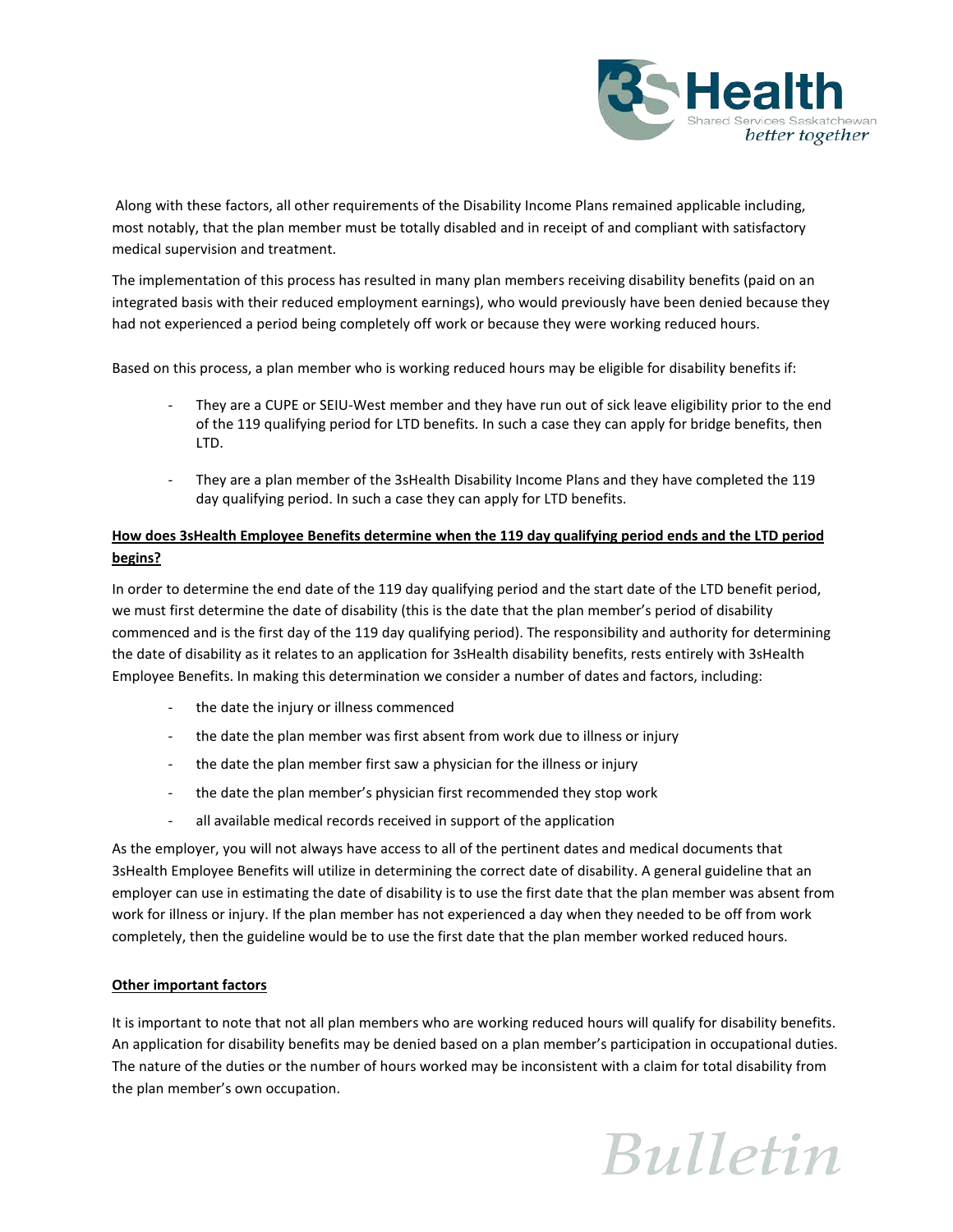Along with these factors, all other requirements of the Disability Income Plans remained applicable including, most notably, that the plan member must be totally disabled and in receipt of and compliant with satisfactory medical supervision and treatment.

The implementation of this process has resulted in many plan members receiving disability benefits (paid on an integrated basis with their reduced employment earnings), who would previously have been denied because they had not experienced a period being completely off work or because they were working reduced hours.

Based on this process, a plan member who is working reduced hours may be eligible for disability benefits if:

- They are a CUPE or SEIU-West member and they have run out of sick leave eligibility prior to the end of the 119 qualifying period for LTD benefits. In such a case they can apply for bridge benefits, then LTD.
- They are a plan member of the 3sHealth Disability Income Plans and they have completed the 119 day qualifying period. In such a case they can apply for LTD benefits.

**How does 3sHealth Employee Benefits determine when the 119 day qualifying period ends and the LTD period begins?**

In order to determine the end date of the 119 day qualifying period and the start date of the LTD benefit period, we must first determine the date of disability (this is the date that the plan member's period of disability commenced and is the first day of the 119 day qualifying period). The responsibility and authority for determining the date of disability as it relates to an application for 3sHealth disability benefits, rests entirely with 3sHealth Employee Benefits. In making this determination we consider a number of dates and factors, including:

- the date the injury or illness commenced
- the date the plan member was first absent from work due to illness or injury
- the date the plan member first saw a physician for the illness or injury
- the date the plan member's physician first recommended they stop work
- all available medical records received in support of the application

As the employer, you will not always have access to all of the pertinent dates and medical documents that 3sHealth Employee Benefits will utilize in determining the correct date of disability. A general guideline that an employer can use in estimating the date of disability is to use the first date that the plan member was absent from work for illness or injury. If the plan member has not experienced a day when they needed to be off from work completely, then the guideline would be to use the first date that the plan member worked reduced hours.

**Other important factors**

It is important to note that not all plan members who are working reduced hours will qualify for disability benefits. An application for disability benefits may be denied based on a plan member's participation in occupational duties. The nature of the duties or the number of hours worked may be inconsistent with a claim for total disability from the plan member's own occupation.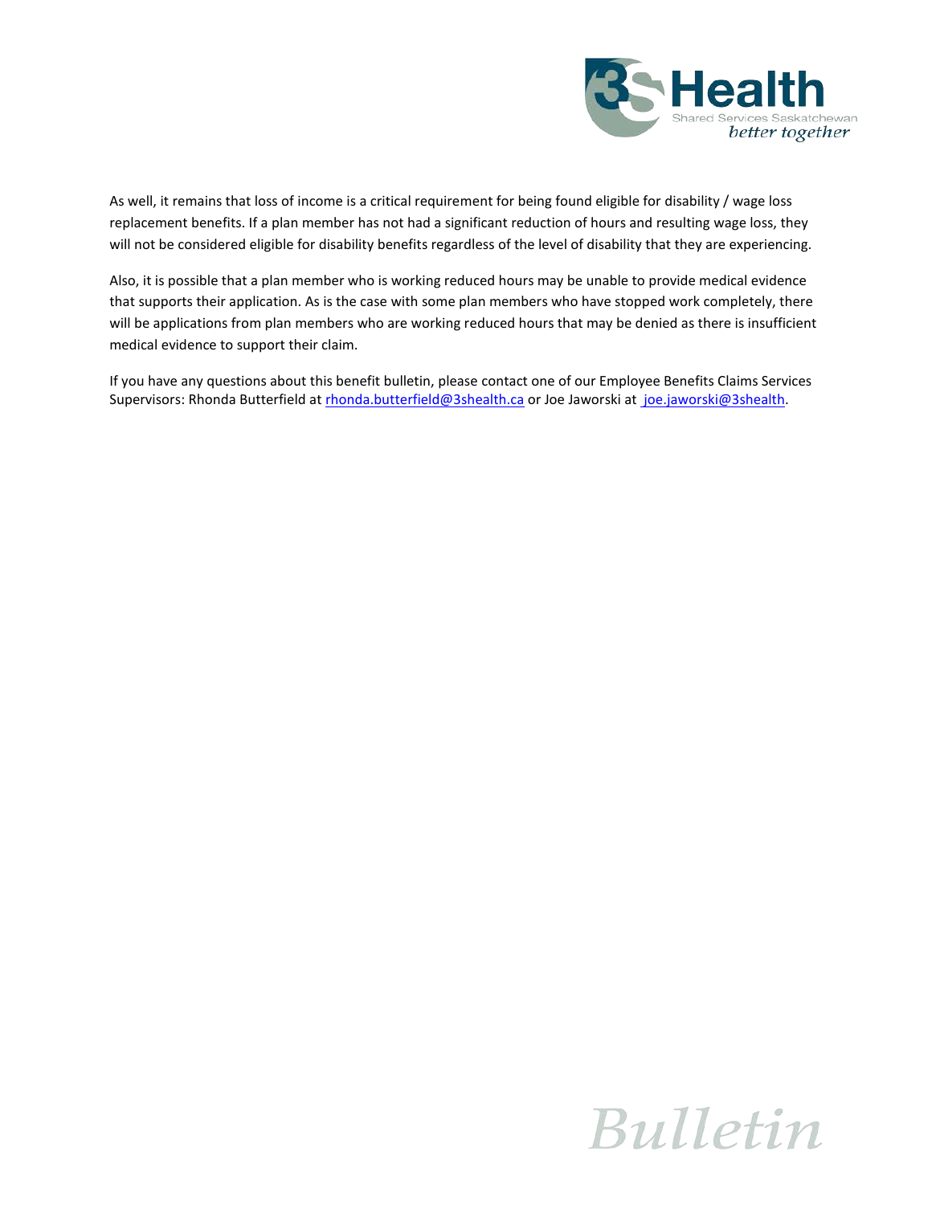As well, it remains that loss of income is a critical requirement for being found eligible for disability / wage loss replacement benefits. If a plan member has not had a significant reduction of hours and resulting wage loss, they will not be considered eligible for disability benefits regardless of the level of disability that they are experiencing.

Also, it is possible that a plan member who is working reduced hours may be unable to provide medical evidence that supports their application. As is the case with some plan members who have stopped work completely, there will be applications from plan members who are working reduced hours that may be denied as there is insufficient medical evidence to support their claim.

If you have any questions about this benefit bulletin, please contact one of our Employee Benefits Claims Services Supervisors: Rhonda Butterfield at rhonda.butterfield@3shealth.ca or Joe Jaworski at joe.jaworski@3shealth.